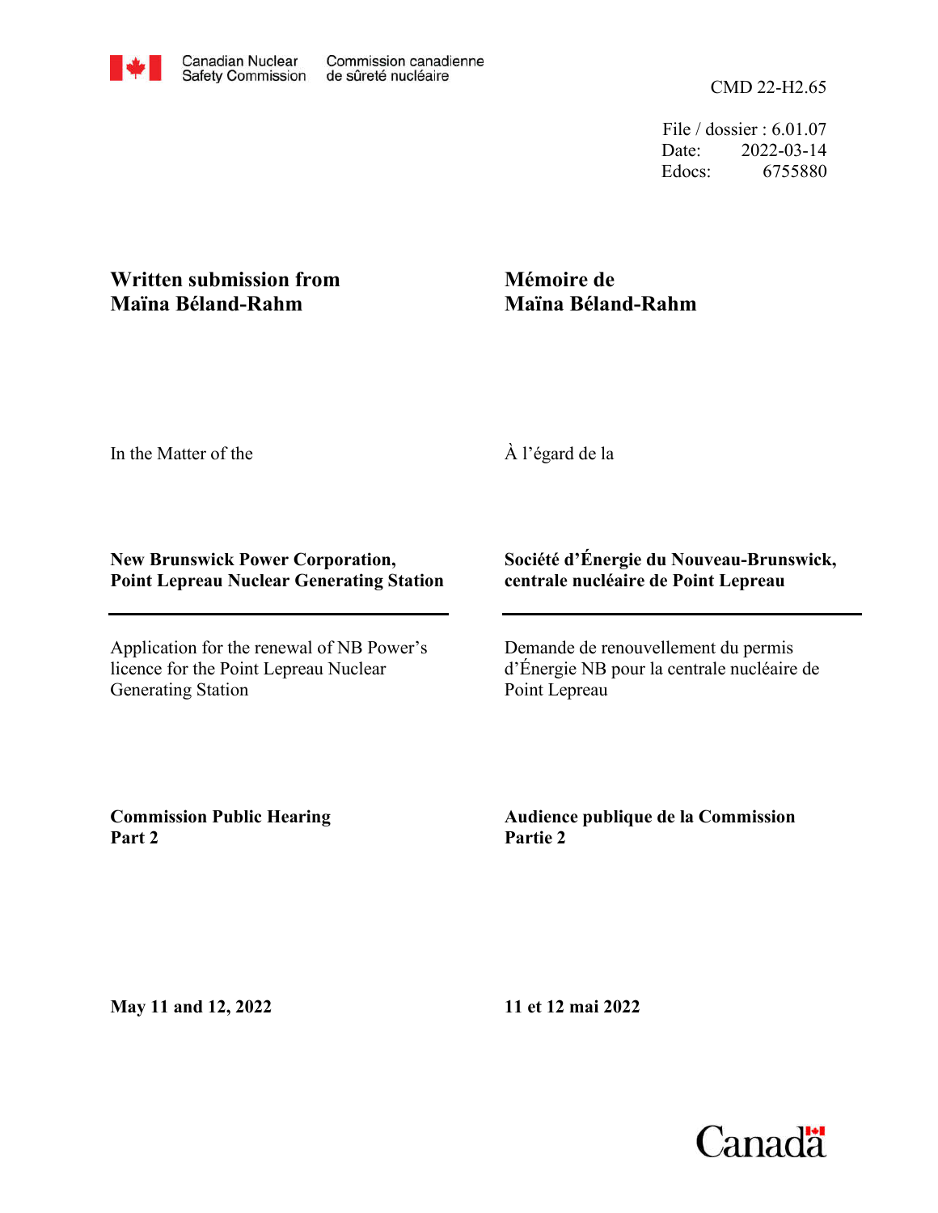Canadian Nuclear Safety Commission | Commission canadienne de sûreté nucléaire

CMD 22-H2.65

File / dossier : 6.01.07
Date: 2022-03-14
Edocs: 6755880

**Written submission from Maïna Béland-Rahm**

**Mémoire de Maïna Béland-Rahm**

In the Matter of the

À l'égard de la

**New Brunswick Power Corporation, Point Lepreau Nuclear Generating Station**

**Société d'Énergie du Nouveau-Brunswick, centrale nucléaire de Point Lepreau**

Application for the renewal of NB Power's licence for the Point Lepreau Nuclear Generating Station

Demande de renouvellement du permis d'Énergie NB pour la centrale nucléaire de Point Lepreau

**Commission Public Hearing Part 2**

**Audience publique de la Commission Partie 2**

**May 11 and 12, 2022**

**11 et 12 mai 2022**

Canada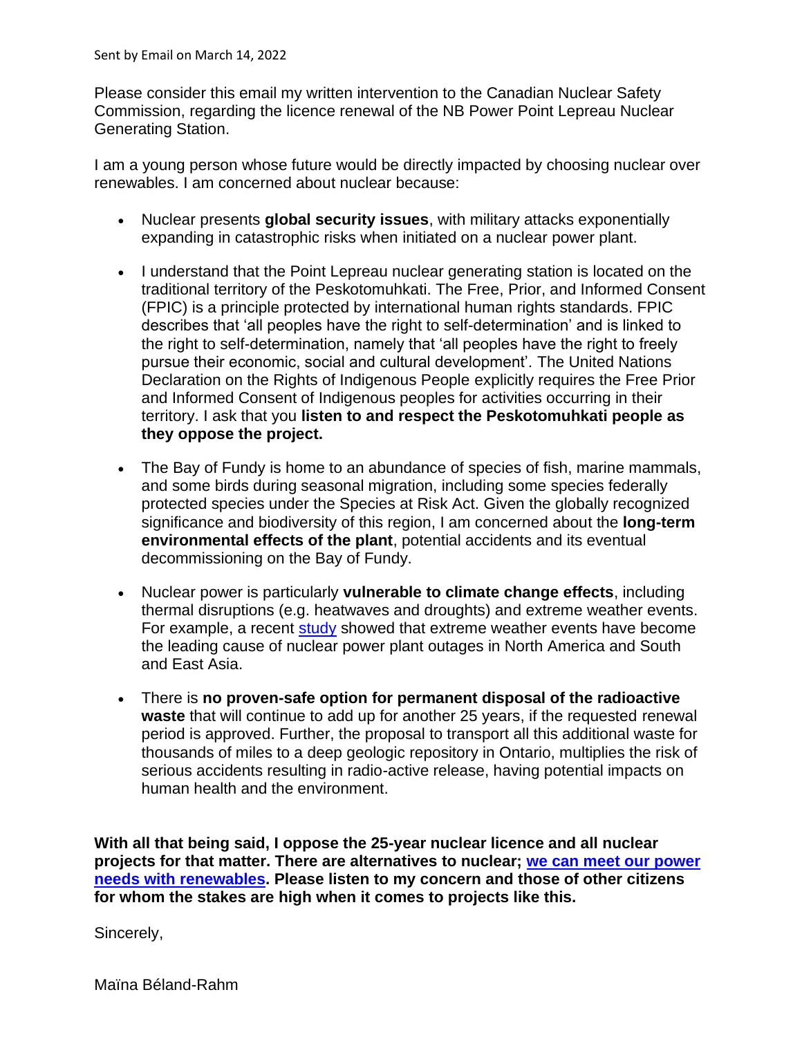Sent by Email on March 14, 2022

Please consider this email my written intervention to the Canadian Nuclear Safety Commission, regarding the licence renewal of the NB Power Point Lepreau Nuclear Generating Station.

I am a young person whose future would be directly impacted by choosing nuclear over renewables. I am concerned about nuclear because:

- Nuclear presents **global security issues**, with military attacks exponentially expanding in catastrophic risks when initiated on a nuclear power plant.

- I understand that the Point Lepreau nuclear generating station is located on the traditional territory of the Peskotomuhkati. The Free, Prior, and Informed Consent (FPIC) is a principle protected by international human rights standards. FPIC describes that 'all peoples have the right to self-determination' and is linked to the right to self-determination, namely that 'all peoples have the right to freely pursue their economic, social and cultural development'. The United Nations Declaration on the Rights of Indigenous People explicitly requires the Free Prior and Informed Consent of Indigenous peoples for activities occurring in their territory. I ask that you **listen to and respect the Peskotomuhkati people as they oppose the project.**

- The Bay of Fundy is home to an abundance of species of fish, marine mammals, and some birds during seasonal migration, including some species federally protected species under the Species at Risk Act. Given the globally recognized significance and biodiversity of this region, I am concerned about the **long-term environmental effects of the plant**, potential accidents and its eventual decommissioning on the Bay of Fundy.

- Nuclear power is particularly **vulnerable to climate change effects**, including thermal disruptions (e.g. heatwaves and droughts) and extreme weather events. For example, a recent study showed that extreme weather events have become the leading cause of nuclear power plant outages in North America and South and East Asia.

- There is **no proven-safe option for permanent disposal of the radioactive waste** that will continue to add up for another 25 years, if the requested renewal period is approved. Further, the proposal to transport all this additional waste for thousands of miles to a deep geologic repository in Ontario, multiplies the risk of serious accidents resulting in radio-active release, having potential impacts on human health and the environment.

**With all that being said, I oppose the 25-year nuclear licence and all nuclear projects for that matter. There are alternatives to nuclear; we can meet our power needs with renewables. Please listen to my concern and those of other citizens for whom the stakes are high when it comes to projects like this.**

Sincerely,

Maïna Béland-Rahm